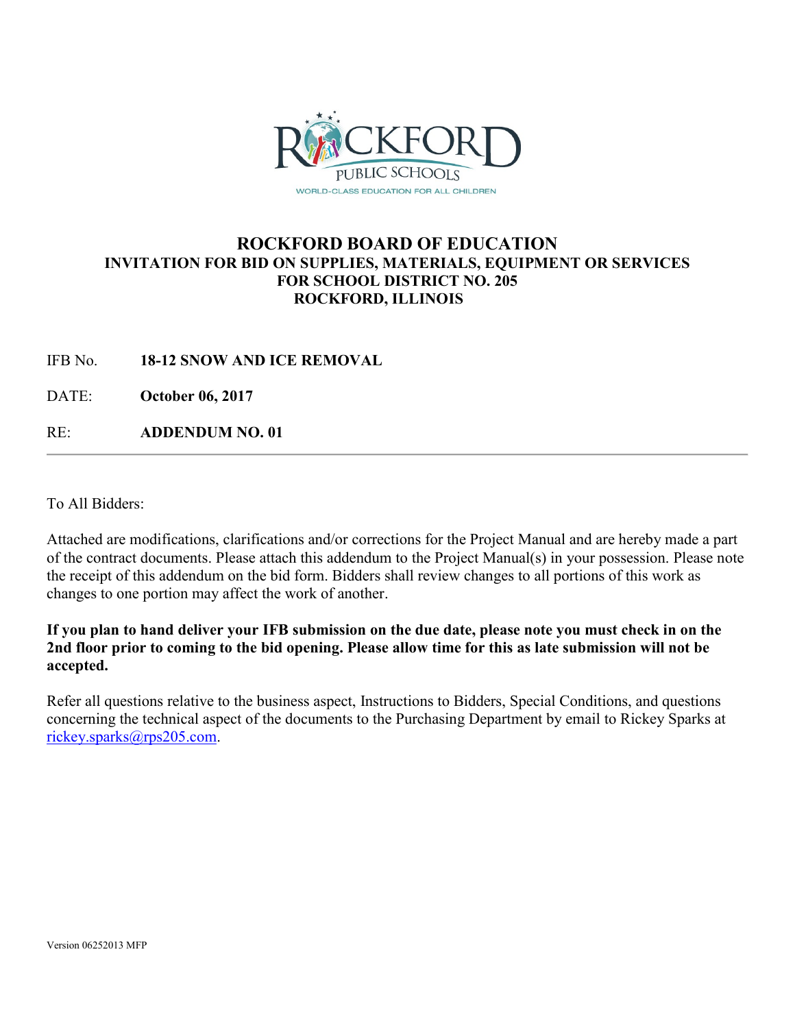ROCKFORD PUBLIC SCHOOLS

WORLD-CLASS EDUCATION FOR ALL CHILDREN

# ROCKFORD BOARD OF EDUCATION

## INVITATION FOR BID ON SUPPLIES, MATERIALS, EQUIPMENT OR SERVICES FOR SCHOOL DISTRICT NO. 205 ROCKFORD, ILLINOIS

IFB No. **18-12 SNOW AND ICE REMOVAL**

DATE: **October 06, 2017**

RE: **ADDENDUM NO. 01**

---

To All Bidders:

Attached are modifications, clarifications and/or corrections for the Project Manual and are hereby made a part of the contract documents. Please attach this addendum to the Project Manual(s) in your possession. Please note the receipt of this addendum on the bid form. Bidders shall review changes to all portions of this work as changes to one portion may affect the work of another.

**If you plan to hand deliver your IFB submission on the due date, please note you must check in on the 2nd floor prior to coming to the bid opening. Please allow time for this as late submission will not be accepted.**

Refer all questions relative to the business aspect, Instructions to Bidders, Special Conditions, and questions concerning the technical aspect of the documents to the Purchasing Department by email to Rickey Sparks at rickey.sparks@rps205.com.

Version 06252013 MFP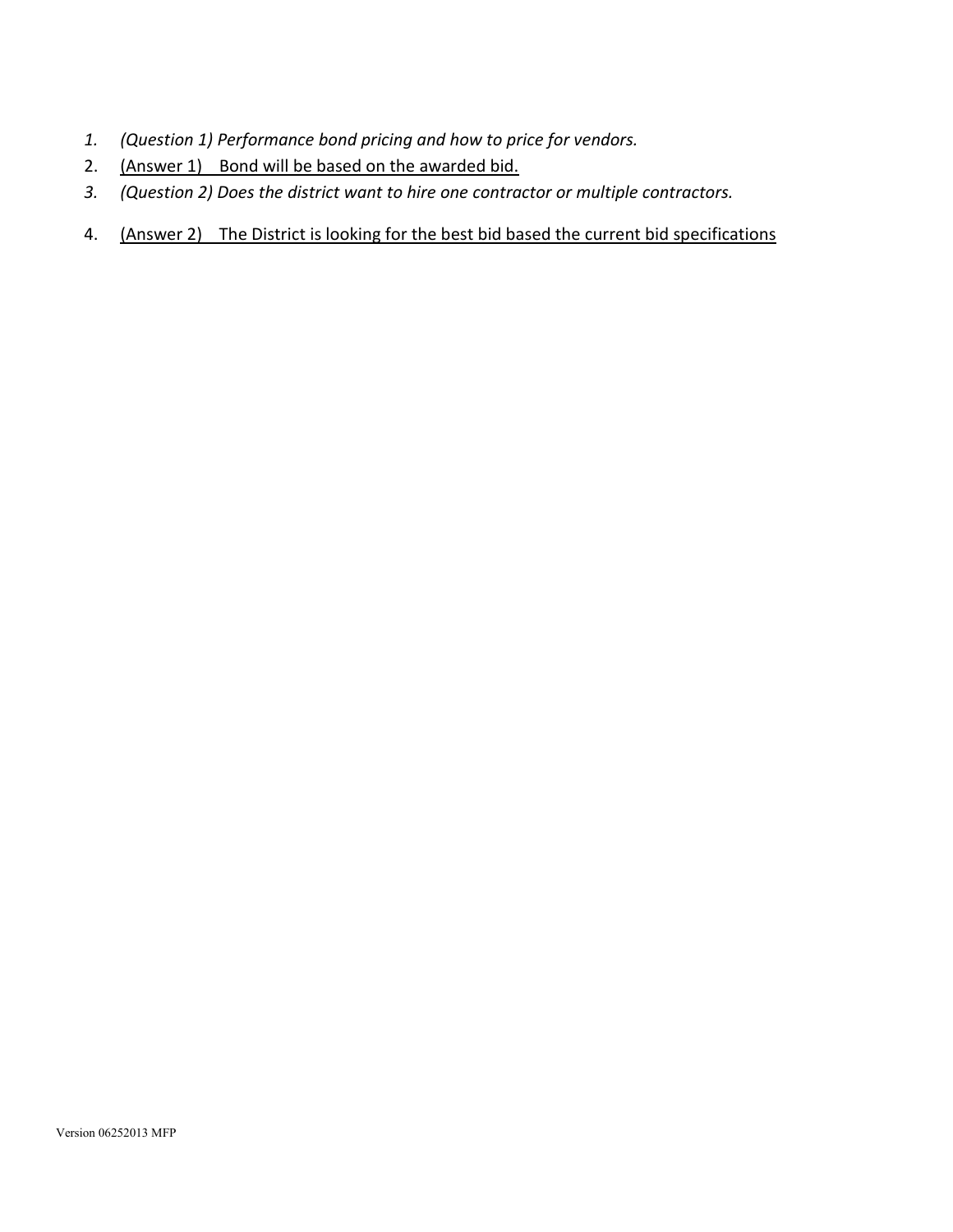1. *(Question 1) Performance bond pricing and how to price for vendors.*
2. <u>(Answer 1)    Bond will be based on the awarded bid.</u>
3. *(Question 2) Does the district want to hire one contractor or multiple contractors.*
4. <u>(Answer 2)    The District is looking for the best bid based the current bid specifications</u>

Version 06252013 MFP